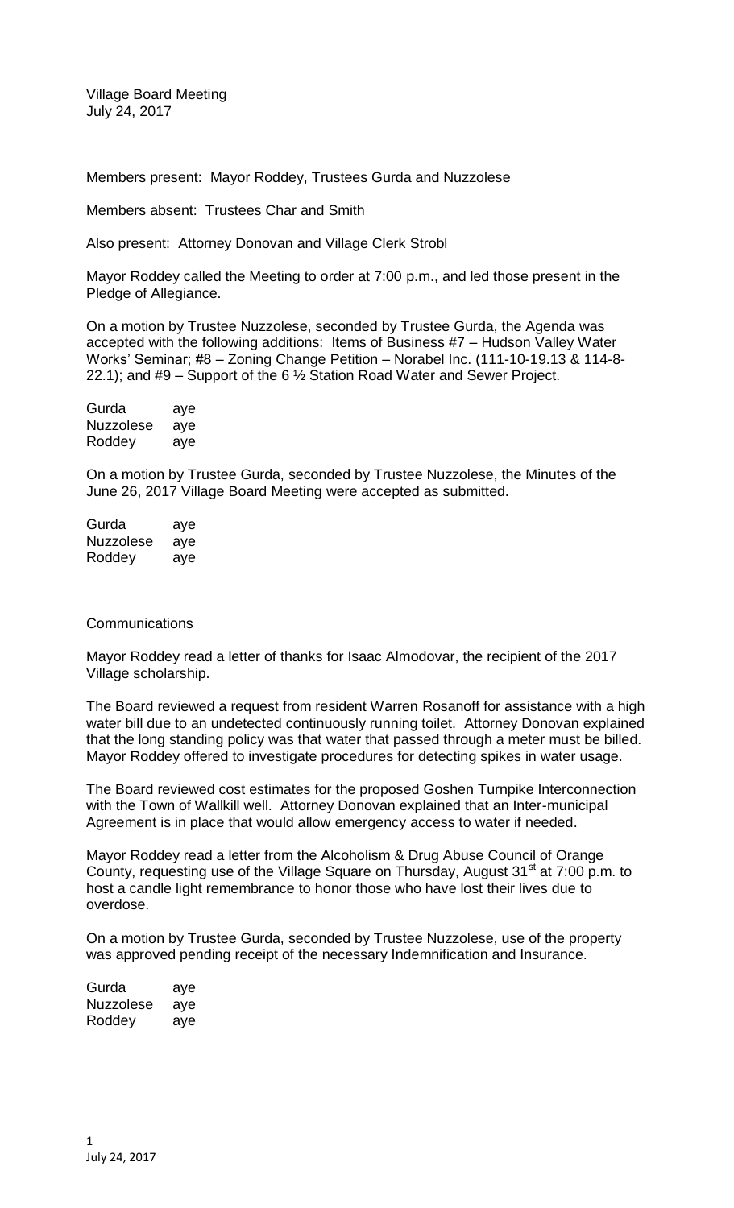Village Board Meeting
July 24, 2017

Members present: Mayor Roddey, Trustees Gurda and Nuzzolese

Members absent: Trustees Char and Smith

Also present: Attorney Donovan and Village Clerk Strobl

Mayor Roddey called the Meeting to order at 7:00 p.m., and led those present in the Pledge of Allegiance.

On a motion by Trustee Nuzzolese, seconded by Trustee Gurda, the Agenda was accepted with the following additions: Items of Business #7 – Hudson Valley Water Works' Seminar; #8 – Zoning Change Petition – Norabel Inc. (111-10-19.13 & 114-8-22.1); and #9 – Support of the 6 ½ Station Road Water and Sewer Project.

| | |
|---|---|
| Gurda | aye |
| Nuzzolese | aye |
| Roddey | aye |

On a motion by Trustee Gurda, seconded by Trustee Nuzzolese, the Minutes of the June 26, 2017 Village Board Meeting were accepted as submitted.

| | |
|---|---|
| Gurda | aye |
| Nuzzolese | aye |
| Roddey | aye |

Communications

Mayor Roddey read a letter of thanks for Isaac Almodovar, the recipient of the 2017 Village scholarship.

The Board reviewed a request from resident Warren Rosanoff for assistance with a high water bill due to an undetected continuously running toilet. Attorney Donovan explained that the long standing policy was that water that passed through a meter must be billed. Mayor Roddey offered to investigate procedures for detecting spikes in water usage.

The Board reviewed cost estimates for the proposed Goshen Turnpike Interconnection with the Town of Wallkill well. Attorney Donovan explained that an Inter-municipal Agreement is in place that would allow emergency access to water if needed.

Mayor Roddey read a letter from the Alcoholism & Drug Abuse Council of Orange County, requesting use of the Village Square on Thursday, August 31st at 7:00 p.m. to host a candle light remembrance to honor those who have lost their lives due to overdose.

On a motion by Trustee Gurda, seconded by Trustee Nuzzolese, use of the property was approved pending receipt of the necessary Indemnification and Insurance.

| | |
|---|---|
| Gurda | aye |
| Nuzzolese | aye |
| Roddey | aye |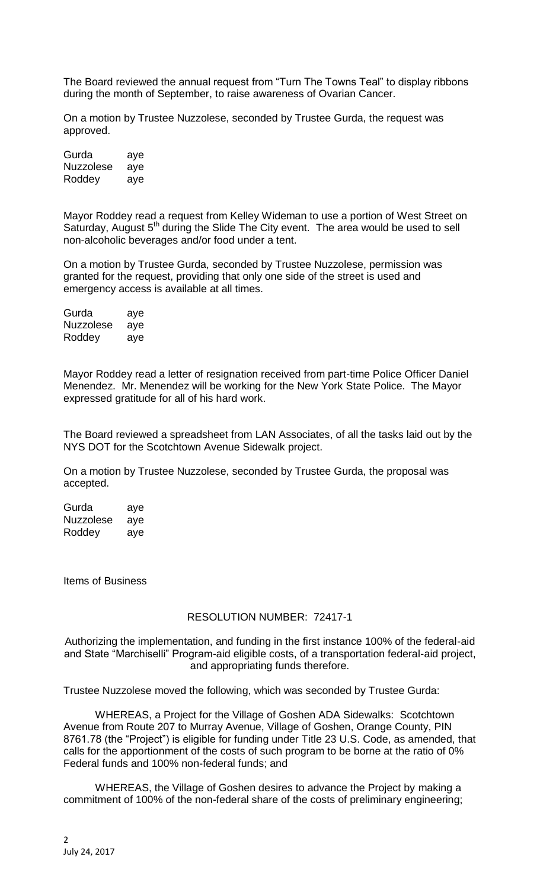The Board reviewed the annual request from "Turn The Towns Teal" to display ribbons during the month of September, to raise awareness of Ovarian Cancer.

On a motion by Trustee Nuzzolese, seconded by Trustee Gurda, the request was approved.

| | |
|---|---|
| Gurda | aye |
| Nuzzolese | aye |
| Roddey | aye |

Mayor Roddey read a request from Kelley Wideman to use a portion of West Street on Saturday, August 5th during the Slide The City event. The area would be used to sell non-alcoholic beverages and/or food under a tent.

On a motion by Trustee Gurda, seconded by Trustee Nuzzolese, permission was granted for the request, providing that only one side of the street is used and emergency access is available at all times.

| | |
|---|---|
| Gurda | aye |
| Nuzzolese | aye |
| Roddey | aye |

Mayor Roddey read a letter of resignation received from part-time Police Officer Daniel Menendez. Mr. Menendez will be working for the New York State Police. The Mayor expressed gratitude for all of his hard work.

The Board reviewed a spreadsheet from LAN Associates, of all the tasks laid out by the NYS DOT for the Scotchtown Avenue Sidewalk project.

On a motion by Trustee Nuzzolese, seconded by Trustee Gurda, the proposal was accepted.

| | |
|---|---|
| Gurda | aye |
| Nuzzolese | aye |
| Roddey | aye |

Items of Business

RESOLUTION NUMBER: 72417-1

Authorizing the implementation, and funding in the first instance 100% of the federal-aid and State "Marchiselli" Program-aid eligible costs, of a transportation federal-aid project, and appropriating funds therefore.

Trustee Nuzzolese moved the following, which was seconded by Trustee Gurda:

WHEREAS, a Project for the Village of Goshen ADA Sidewalks: Scotchtown Avenue from Route 207 to Murray Avenue, Village of Goshen, Orange County, PIN 8761.78 (the "Project") is eligible for funding under Title 23 U.S. Code, as amended, that calls for the apportionment of the costs of such program to be borne at the ratio of 0% Federal funds and 100% non-federal funds; and

WHEREAS, the Village of Goshen desires to advance the Project by making a commitment of 100% of the non-federal share of the costs of preliminary engineering;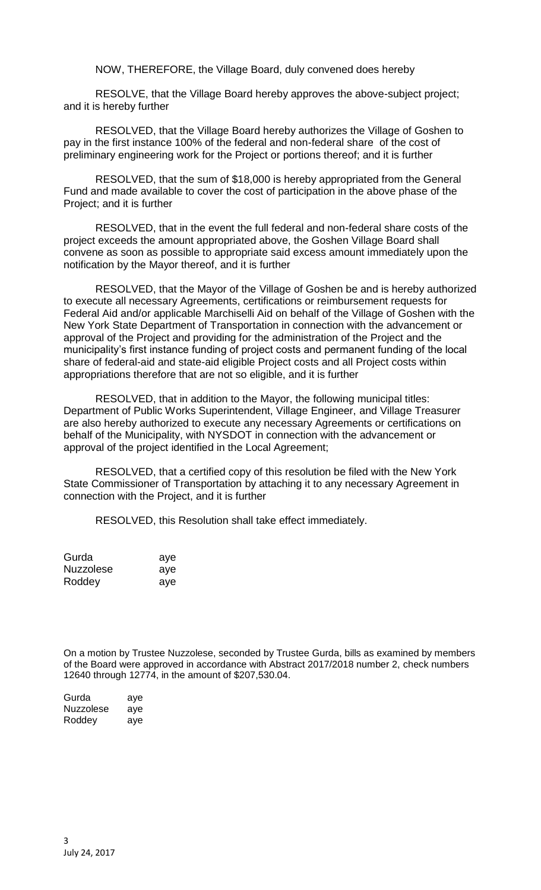NOW, THEREFORE, the Village Board, duly convened does hereby

RESOLVE, that the Village Board hereby approves the above-subject project; and it is hereby further

RESOLVED, that the Village Board hereby authorizes the Village of Goshen to pay in the first instance 100% of the federal and non-federal share of the cost of preliminary engineering work for the Project or portions thereof; and it is further

RESOLVED, that the sum of $18,000 is hereby appropriated from the General Fund and made available to cover the cost of participation in the above phase of the Project; and it is further

RESOLVED, that in the event the full federal and non-federal share costs of the project exceeds the amount appropriated above, the Goshen Village Board shall convene as soon as possible to appropriate said excess amount immediately upon the notification by the Mayor thereof, and it is further

RESOLVED, that the Mayor of the Village of Goshen be and is hereby authorized to execute all necessary Agreements, certifications or reimbursement requests for Federal Aid and/or applicable Marchiselli Aid on behalf of the Village of Goshen with the New York State Department of Transportation in connection with the advancement or approval of the Project and providing for the administration of the Project and the municipality's first instance funding of project costs and permanent funding of the local share of federal-aid and state-aid eligible Project costs and all Project costs within appropriations therefore that are not so eligible, and it is further

RESOLVED, that in addition to the Mayor, the following municipal titles: Department of Public Works Superintendent, Village Engineer, and Village Treasurer are also hereby authorized to execute any necessary Agreements or certifications on behalf of the Municipality, with NYSDOT in connection with the advancement or approval of the project identified in the Local Agreement;

RESOLVED, that a certified copy of this resolution be filed with the New York State Commissioner of Transportation by attaching it to any necessary Agreement in connection with the Project, and it is further

RESOLVED, this Resolution shall take effect immediately.

| | |
|---|---|
| Gurda | aye |
| Nuzzolese | aye |
| Roddey | aye |

On a motion by Trustee Nuzzolese, seconded by Trustee Gurda, bills as examined by members of the Board were approved in accordance with Abstract 2017/2018 number 2, check numbers 12640 through 12774, in the amount of $207,530.04.

| | |
|---|---|
| Gurda | aye |
| Nuzzolese | aye |
| Roddey | aye |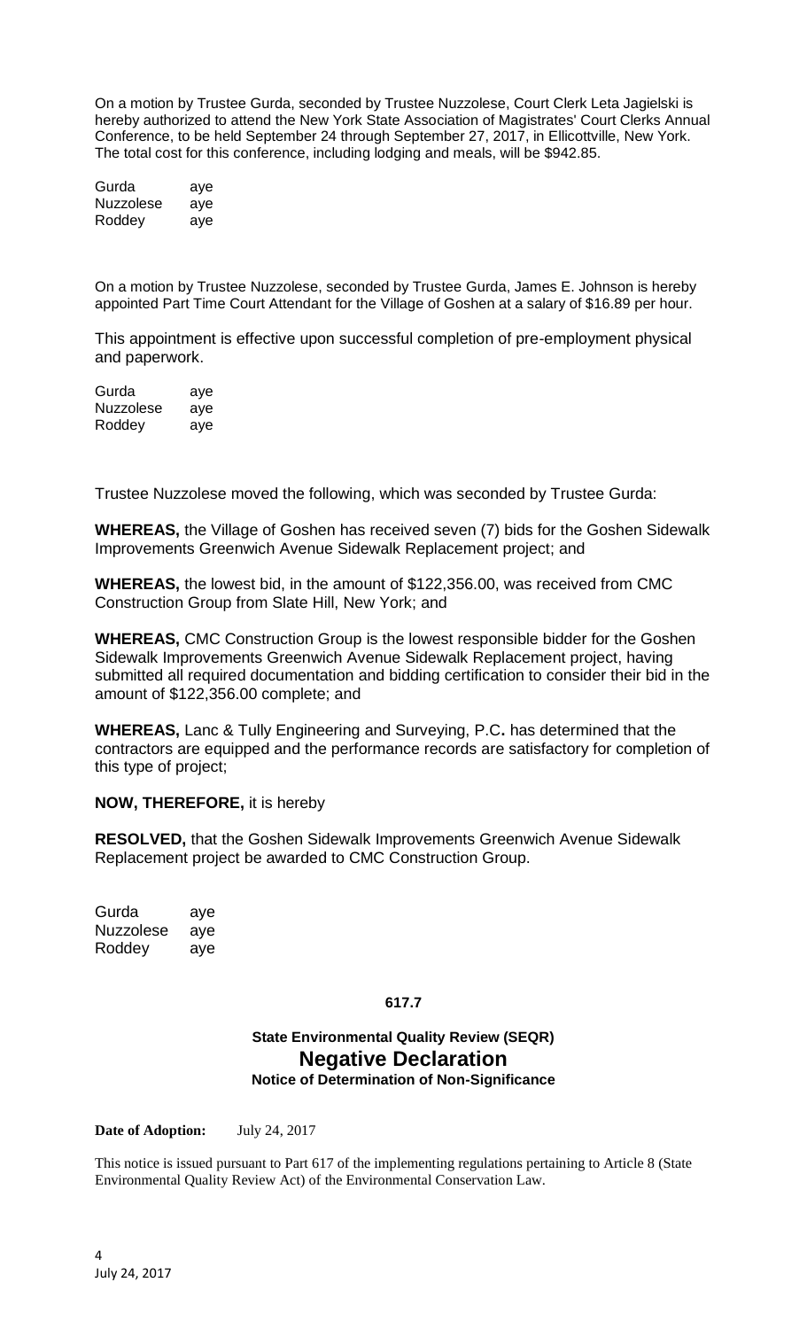On a motion by Trustee Gurda, seconded by Trustee Nuzzolese, Court Clerk Leta Jagielski is hereby authorized to attend the New York State Association of Magistrates' Court Clerks Annual Conference, to be held September 24 through September 27, 2017, in Ellicottville, New York. The total cost for this conference, including lodging and meals, will be $942.85.

| | |
|---|---|
| Gurda | aye |
| Nuzzolese | aye |
| Roddey | aye |

On a motion by Trustee Nuzzolese, seconded by Trustee Gurda, James E. Johnson is hereby appointed Part Time Court Attendant for the Village of Goshen at a salary of $16.89 per hour.

This appointment is effective upon successful completion of pre-employment physical and paperwork.

| | |
|---|---|
| Gurda | aye |
| Nuzzolese | aye |
| Roddey | aye |

Trustee Nuzzolese moved the following, which was seconded by Trustee Gurda:

**WHEREAS,** the Village of Goshen has received seven (7) bids for the Goshen Sidewalk Improvements Greenwich Avenue Sidewalk Replacement project; and

**WHEREAS,** the lowest bid, in the amount of $122,356.00, was received from CMC Construction Group from Slate Hill, New York; and

**WHEREAS,** CMC Construction Group is the lowest responsible bidder for the Goshen Sidewalk Improvements Greenwich Avenue Sidewalk Replacement project, having submitted all required documentation and bidding certification to consider their bid in the amount of $122,356.00 complete; and

**WHEREAS,** Lanc & Tully Engineering and Surveying, P.C**.** has determined that the contractors are equipped and the performance records are satisfactory for completion of this type of project;

**NOW, THEREFORE,** it is hereby

**RESOLVED,** that the Goshen Sidewalk Improvements Greenwich Avenue Sidewalk Replacement project be awarded to CMC Construction Group.

| | |
|---|---|
| Gurda | aye |
| Nuzzolese | aye |
| Roddey | aye |

**617.7**

### State Environmental Quality Review (SEQR)

## Negative Declaration

### Notice of Determination of Non-Significance

**Date of Adoption:** July 24, 2017

This notice is issued pursuant to Part 617 of the implementing regulations pertaining to Article 8 (State Environmental Quality Review Act) of the Environmental Conservation Law.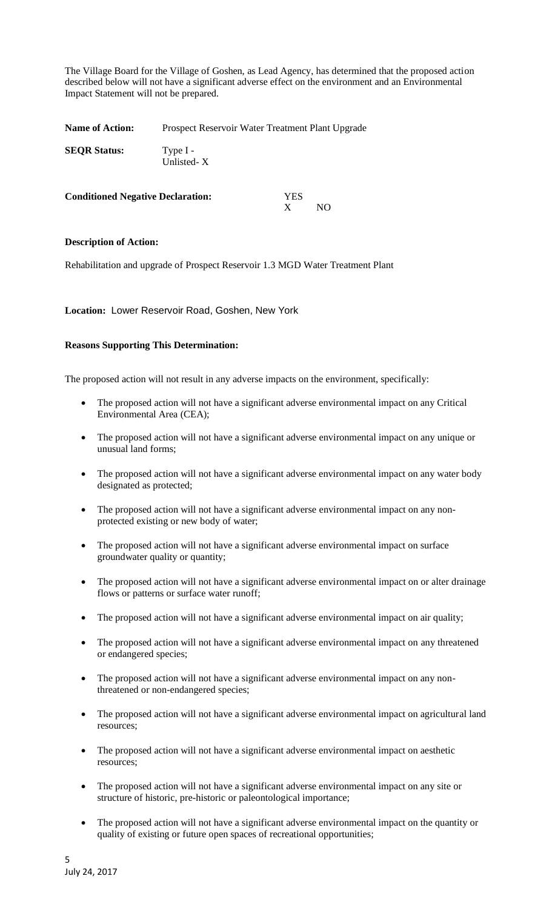The Village Board for the Village of Goshen, as Lead Agency, has determined that the proposed action described below will not have a significant adverse effect on the environment and an Environmental Impact Statement will not be prepared.

**Name of Action:** Prospect Reservoir Water Treatment Plant Upgrade

**SEQR Status:** Type I -
Unlisted- X

**Conditioned Negative Declaration:** YES
X NO

**Description of Action:**

Rehabilitation and upgrade of Prospect Reservoir 1.3 MGD Water Treatment Plant

**Location:** Lower Reservoir Road, Goshen, New York

**Reasons Supporting This Determination:**

The proposed action will not result in any adverse impacts on the environment, specifically:

- The proposed action will not have a significant adverse environmental impact on any Critical Environmental Area (CEA);
- The proposed action will not have a significant adverse environmental impact on any unique or unusual land forms;
- The proposed action will not have a significant adverse environmental impact on any water body designated as protected;
- The proposed action will not have a significant adverse environmental impact on any non-protected existing or new body of water;
- The proposed action will not have a significant adverse environmental impact on surface groundwater quality or quantity;
- The proposed action will not have a significant adverse environmental impact on or alter drainage flows or patterns or surface water runoff;
- The proposed action will not have a significant adverse environmental impact on air quality;
- The proposed action will not have a significant adverse environmental impact on any threatened or endangered species;
- The proposed action will not have a significant adverse environmental impact on any non-threatened or non-endangered species;
- The proposed action will not have a significant adverse environmental impact on agricultural land resources;
- The proposed action will not have a significant adverse environmental impact on aesthetic resources;
- The proposed action will not have a significant adverse environmental impact on any site or structure of historic, pre-historic or paleontological importance;
- The proposed action will not have a significant adverse environmental impact on the quantity or quality of existing or future open spaces of recreational opportunities;

July 24, 2017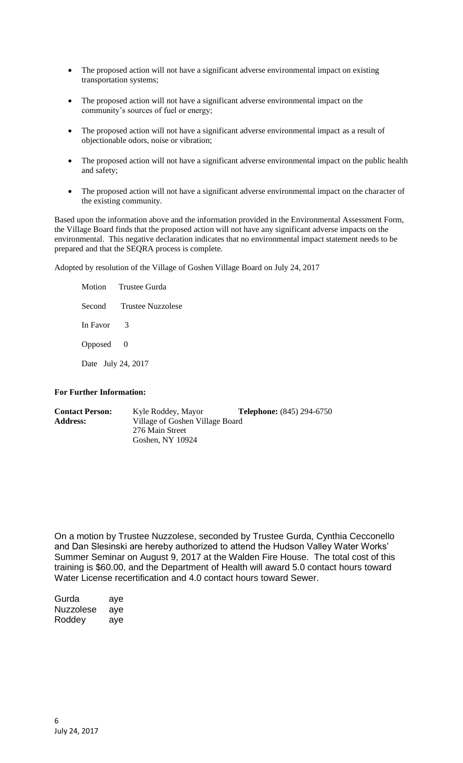- The proposed action will not have a significant adverse environmental impact on existing transportation systems;
- The proposed action will not have a significant adverse environmental impact on the community's sources of fuel or energy;
- The proposed action will not have a significant adverse environmental impact as a result of objectionable odors, noise or vibration;
- The proposed action will not have a significant adverse environmental impact on the public health and safety;
- The proposed action will not have a significant adverse environmental impact on the character of the existing community.

Based upon the information above and the information provided in the Environmental Assessment Form, the Village Board finds that the proposed action will not have any significant adverse impacts on the environmental. This negative declaration indicates that no environmental impact statement needs to be prepared and that the SEQRA process is complete.

Adopted by resolution of the Village of Goshen Village Board on July 24, 2017

Motion Trustee Gurda

Second Trustee Nuzzolese

In Favor 3

Opposed 0

Date July 24, 2017

**For Further Information:**

**Contact Person:** Kyle Roddey, Mayor **Telephone:** (845) 294-6750
**Address:** Village of Goshen Village Board
276 Main Street
Goshen, NY 10924

On a motion by Trustee Nuzzolese, seconded by Trustee Gurda, Cynthia Cecconello and Dan Slesinski are hereby authorized to attend the Hudson Valley Water Works' Summer Seminar on August 9, 2017 at the Walden Fire House. The total cost of this training is $60.00, and the Department of Health will award 5.0 contact hours toward Water License recertification and 4.0 contact hours toward Sewer.

Gurda aye
Nuzzolese aye
Roddey aye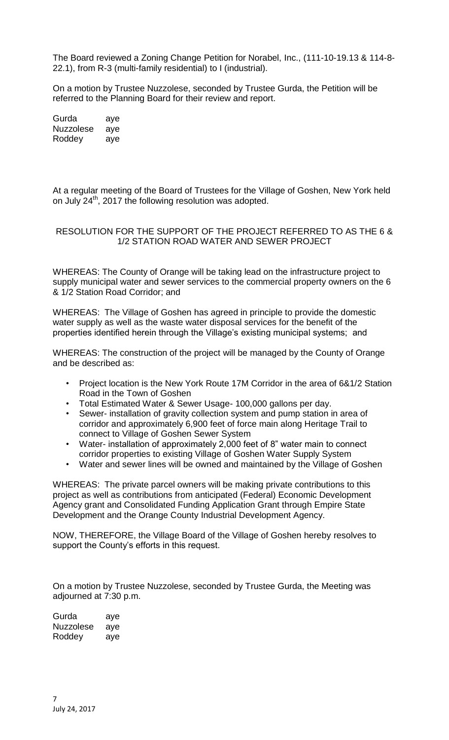The Board reviewed a Zoning Change Petition for Norabel, Inc., (111-10-19.13 & 114-8-22.1), from R-3 (multi-family residential) to I (industrial).

On a motion by Trustee Nuzzolese, seconded by Trustee Gurda, the Petition will be referred to the Planning Board for their review and report.

| | |
|---|---|
| Gurda | aye |
| Nuzzolese | aye |
| Roddey | aye |

At a regular meeting of the Board of Trustees for the Village of Goshen, New York held on July 24th, 2017 the following resolution was adopted.

RESOLUTION FOR THE SUPPORT OF THE PROJECT REFERRED TO AS THE 6 & 1/2 STATION ROAD WATER AND SEWER PROJECT

WHEREAS: The County of Orange will be taking lead on the infrastructure project to supply municipal water and sewer services to the commercial property owners on the 6 & 1/2 Station Road Corridor; and

WHEREAS: The Village of Goshen has agreed in principle to provide the domestic water supply as well as the waste water disposal services for the benefit of the properties identified herein through the Village's existing municipal systems; and

WHEREAS: The construction of the project will be managed by the County of Orange and be described as:

- Project location is the New York Route 17M Corridor in the area of 6&1/2 Station Road in the Town of Goshen
- Total Estimated Water & Sewer Usage- 100,000 gallons per day.
- Sewer- installation of gravity collection system and pump station in area of corridor and approximately 6,900 feet of force main along Heritage Trail to connect to Village of Goshen Sewer System
- Water- installation of approximately 2,000 feet of 8" water main to connect corridor properties to existing Village of Goshen Water Supply System
- Water and sewer lines will be owned and maintained by the Village of Goshen

WHEREAS: The private parcel owners will be making private contributions to this project as well as contributions from anticipated (Federal) Economic Development Agency grant and Consolidated Funding Application Grant through Empire State Development and the Orange County Industrial Development Agency.

NOW, THEREFORE, the Village Board of the Village of Goshen hereby resolves to support the County's efforts in this request.

On a motion by Trustee Nuzzolese, seconded by Trustee Gurda, the Meeting was adjourned at 7:30 p.m.

| | |
|---|---|
| Gurda | aye |
| Nuzzolese | aye |
| Roddey | aye |